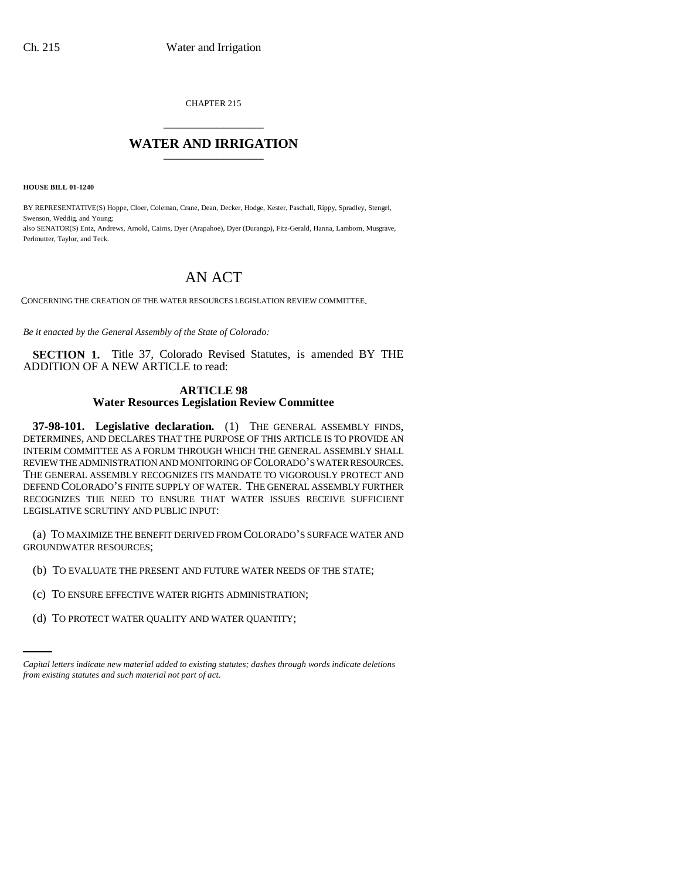CHAPTER 215

# WATER AND IRRIGATION

**HOUSE BILL 01-1240**

BY REPRESENTATIVE(S) Hoppe, Cloer, Coleman, Crane, Dean, Decker, Hodge, Kester, Paschall, Rippy, Spradley, Stengel, Swenson, Weddig, and Young;
also SENATOR(S) Entz, Andrews, Arnold, Cairns, Dyer (Arapahoe), Dyer (Durango), Fitz-Gerald, Hanna, Lamborn, Musgrave, Perlmutter, Taylor, and Teck.

# AN ACT

CONCERNING THE CREATION OF THE WATER RESOURCES LEGISLATION REVIEW COMMITTEE.

*Be it enacted by the General Assembly of the State of Colorado:*

**SECTION 1.** Title 37, Colorado Revised Statutes, is amended BY THE ADDITION OF A NEW ARTICLE to read:

## ARTICLE 98
## Water Resources Legislation Review Committee

**37-98-101. Legislative declaration.** (1) THE GENERAL ASSEMBLY FINDS, DETERMINES, AND DECLARES THAT THE PURPOSE OF THIS ARTICLE IS TO PROVIDE AN INTERIM COMMITTEE AS A FORUM THROUGH WHICH THE GENERAL ASSEMBLY SHALL REVIEW THE ADMINISTRATION AND MONITORING OF COLORADO'S WATER RESOURCES. THE GENERAL ASSEMBLY RECOGNIZES ITS MANDATE TO VIGOROUSLY PROTECT AND DEFEND COLORADO'S FINITE SUPPLY OF WATER. THE GENERAL ASSEMBLY FURTHER RECOGNIZES THE NEED TO ENSURE THAT WATER ISSUES RECEIVE SUFFICIENT LEGISLATIVE SCRUTINY AND PUBLIC INPUT:

(a) TO MAXIMIZE THE BENEFIT DERIVED FROM COLORADO'S SURFACE WATER AND GROUNDWATER RESOURCES;

(b) TO EVALUATE THE PRESENT AND FUTURE WATER NEEDS OF THE STATE;

(c) TO ENSURE EFFECTIVE WATER RIGHTS ADMINISTRATION;

(d) TO PROTECT WATER QUALITY AND WATER QUANTITY;

*Capital letters indicate new material added to existing statutes; dashes through words indicate deletions from existing statutes and such material not part of act.*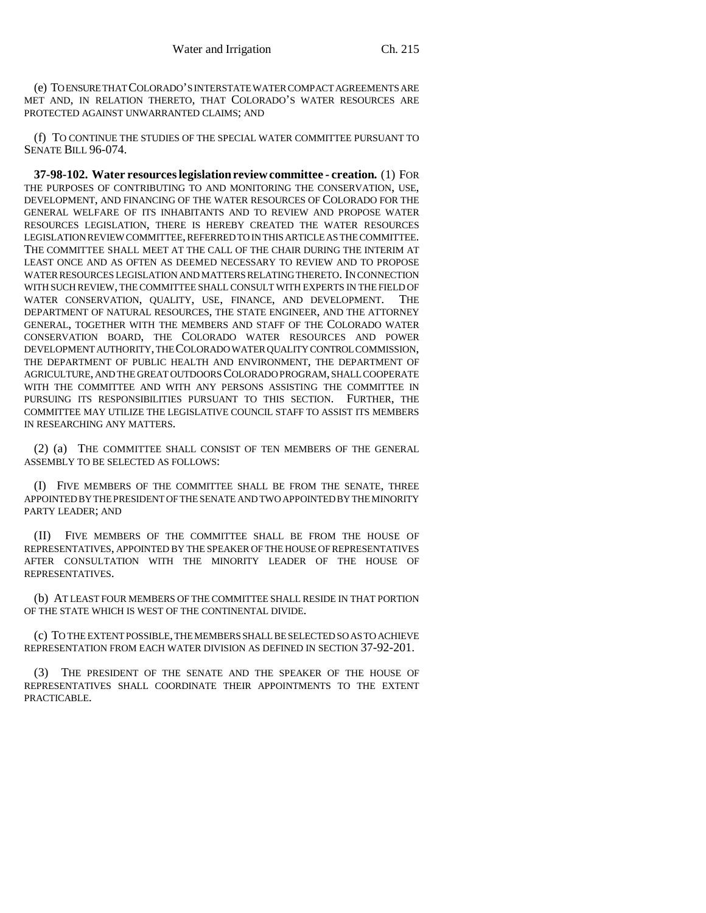(e) TO ENSURE THAT COLORADO'S INTERSTATE WATER COMPACT AGREEMENTS ARE MET AND, IN RELATION THERETO, THAT COLORADO'S WATER RESOURCES ARE PROTECTED AGAINST UNWARRANTED CLAIMS; AND

(f) TO CONTINUE THE STUDIES OF THE SPECIAL WATER COMMITTEE PURSUANT TO SENATE BILL 96-074.

**37-98-102. Water resources legislation review committee - creation.** (1) FOR THE PURPOSES OF CONTRIBUTING TO AND MONITORING THE CONSERVATION, USE, DEVELOPMENT, AND FINANCING OF THE WATER RESOURCES OF COLORADO FOR THE GENERAL WELFARE OF ITS INHABITANTS AND TO REVIEW AND PROPOSE WATER RESOURCES LEGISLATION, THERE IS HEREBY CREATED THE WATER RESOURCES LEGISLATION REVIEW COMMITTEE, REFERRED TO IN THIS ARTICLE AS THE COMMITTEE. THE COMMITTEE SHALL MEET AT THE CALL OF THE CHAIR DURING THE INTERIM AT LEAST ONCE AND AS OFTEN AS DEEMED NECESSARY TO REVIEW AND TO PROPOSE WATER RESOURCES LEGISLATION AND MATTERS RELATING THERETO. IN CONNECTION WITH SUCH REVIEW, THE COMMITTEE SHALL CONSULT WITH EXPERTS IN THE FIELD OF WATER CONSERVATION, QUALITY, USE, FINANCE, AND DEVELOPMENT. THE DEPARTMENT OF NATURAL RESOURCES, THE STATE ENGINEER, AND THE ATTORNEY GENERAL, TOGETHER WITH THE MEMBERS AND STAFF OF THE COLORADO WATER CONSERVATION BOARD, THE COLORADO WATER RESOURCES AND POWER DEVELOPMENT AUTHORITY, THE COLORADO WATER QUALITY CONTROL COMMISSION, THE DEPARTMENT OF PUBLIC HEALTH AND ENVIRONMENT, THE DEPARTMENT OF AGRICULTURE, AND THE GREAT OUTDOORS COLORADO PROGRAM, SHALL COOPERATE WITH THE COMMITTEE AND WITH ANY PERSONS ASSISTING THE COMMITTEE IN PURSUING ITS RESPONSIBILITIES PURSUANT TO THIS SECTION. FURTHER, THE COMMITTEE MAY UTILIZE THE LEGISLATIVE COUNCIL STAFF TO ASSIST ITS MEMBERS IN RESEARCHING ANY MATTERS.

(2) (a) THE COMMITTEE SHALL CONSIST OF TEN MEMBERS OF THE GENERAL ASSEMBLY TO BE SELECTED AS FOLLOWS:

(I) FIVE MEMBERS OF THE COMMITTEE SHALL BE FROM THE SENATE, THREE APPOINTED BY THE PRESIDENT OF THE SENATE AND TWO APPOINTED BY THE MINORITY PARTY LEADER; AND

(II) FIVE MEMBERS OF THE COMMITTEE SHALL BE FROM THE HOUSE OF REPRESENTATIVES, APPOINTED BY THE SPEAKER OF THE HOUSE OF REPRESENTATIVES AFTER CONSULTATION WITH THE MINORITY LEADER OF THE HOUSE OF REPRESENTATIVES.

(b) AT LEAST FOUR MEMBERS OF THE COMMITTEE SHALL RESIDE IN THAT PORTION OF THE STATE WHICH IS WEST OF THE CONTINENTAL DIVIDE.

(c) TO THE EXTENT POSSIBLE, THE MEMBERS SHALL BE SELECTED SO AS TO ACHIEVE REPRESENTATION FROM EACH WATER DIVISION AS DEFINED IN SECTION 37-92-201.

(3) THE PRESIDENT OF THE SENATE AND THE SPEAKER OF THE HOUSE OF REPRESENTATIVES SHALL COORDINATE THEIR APPOINTMENTS TO THE EXTENT PRACTICABLE.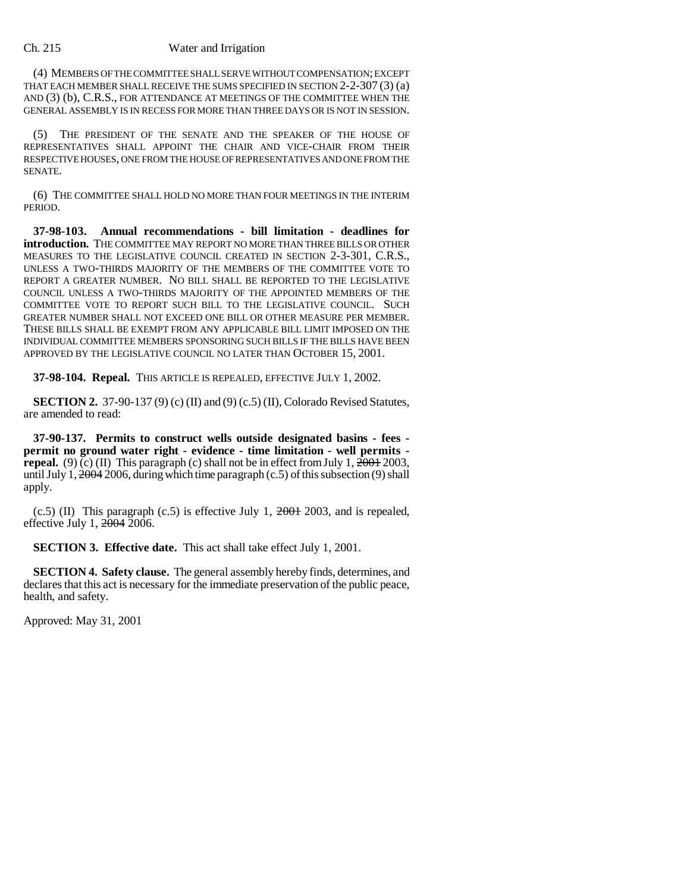(4) MEMBERS OF THE COMMITTEE SHALL SERVE WITHOUT COMPENSATION; EXCEPT THAT EACH MEMBER SHALL RECEIVE THE SUMS SPECIFIED IN SECTION 2-2-307 (3) (a) AND (3) (b), C.R.S., FOR ATTENDANCE AT MEETINGS OF THE COMMITTEE WHEN THE GENERAL ASSEMBLY IS IN RECESS FOR MORE THAN THREE DAYS OR IS NOT IN SESSION.

(5) THE PRESIDENT OF THE SENATE AND THE SPEAKER OF THE HOUSE OF REPRESENTATIVES SHALL APPOINT THE CHAIR AND VICE-CHAIR FROM THEIR RESPECTIVE HOUSES, ONE FROM THE HOUSE OF REPRESENTATIVES AND ONE FROM THE SENATE.

(6) THE COMMITTEE SHALL HOLD NO MORE THAN FOUR MEETINGS IN THE INTERIM PERIOD.

**37-98-103. Annual recommendations - bill limitation - deadlines for introduction.** THE COMMITTEE MAY REPORT NO MORE THAN THREE BILLS OR OTHER MEASURES TO THE LEGISLATIVE COUNCIL CREATED IN SECTION 2-3-301, C.R.S., UNLESS A TWO-THIRDS MAJORITY OF THE MEMBERS OF THE COMMITTEE VOTE TO REPORT A GREATER NUMBER. NO BILL SHALL BE REPORTED TO THE LEGISLATIVE COUNCIL UNLESS A TWO-THIRDS MAJORITY OF THE APPOINTED MEMBERS OF THE COMMITTEE VOTE TO REPORT SUCH BILL TO THE LEGISLATIVE COUNCIL. SUCH GREATER NUMBER SHALL NOT EXCEED ONE BILL OR OTHER MEASURE PER MEMBER. THESE BILLS SHALL BE EXEMPT FROM ANY APPLICABLE BILL LIMIT IMPOSED ON THE INDIVIDUAL COMMITTEE MEMBERS SPONSORING SUCH BILLS IF THE BILLS HAVE BEEN APPROVED BY THE LEGISLATIVE COUNCIL NO LATER THAN OCTOBER 15, 2001.

**37-98-104. Repeal.** THIS ARTICLE IS REPEALED, EFFECTIVE JULY 1, 2002.

**SECTION 2.** 37-90-137 (9) (c) (II) and (9) (c.5) (II), Colorado Revised Statutes, are amended to read:

**37-90-137. Permits to construct wells outside designated basins - fees - permit no ground water right - evidence - time limitation - well permits - repeal.** (9) (c) (II) This paragraph (c) shall not be in effect from July 1, ~~2001~~ 2003, until July 1, ~~2004~~ 2006, during which time paragraph (c.5) of this subsection (9) shall apply.

(c.5) (II) This paragraph (c.5) is effective July 1, ~~2001~~ 2003, and is repealed, effective July 1, ~~2004~~ 2006.

**SECTION 3. Effective date.** This act shall take effect July 1, 2001.

**SECTION 4. Safety clause.** The general assembly hereby finds, determines, and declares that this act is necessary for the immediate preservation of the public peace, health, and safety.

Approved: May 31, 2001